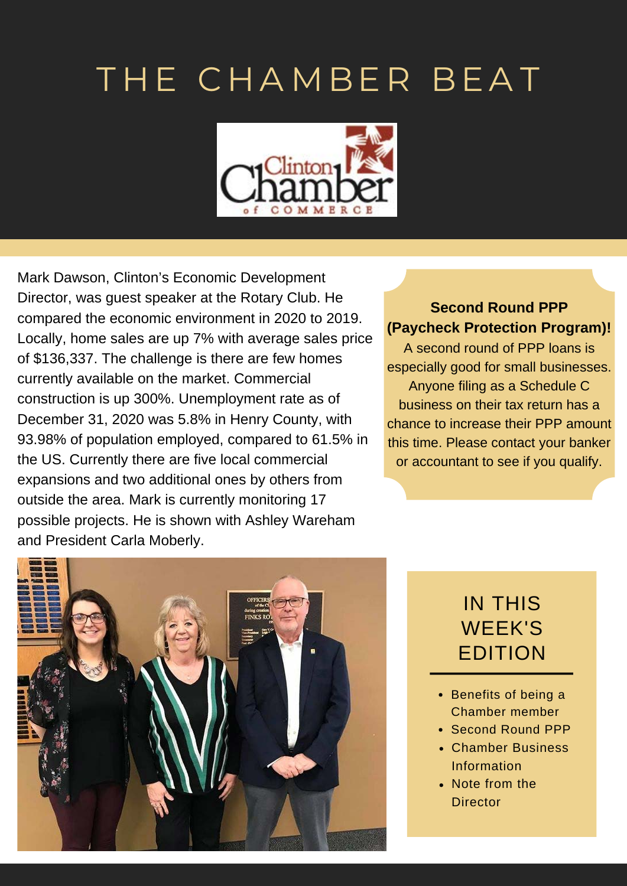# THE CHAMBER BEAT

Clinton Chamber of Commerce

Mark Dawson, Clinton's Economic Development Director, was guest speaker at the Rotary Club. He compared the economic environment in 2020 to 2019. Locally, home sales are up 7% with average sales price of $136,337. The challenge is there are few homes currently available on the market. Commercial construction is up 300%. Unemployment rate as of December 31, 2020 was 5.8% in Henry County, with 93.98% of population employed, compared to 61.5% in the US. Currently there are five local commercial expansions and two additional ones by others from outside the area. Mark is currently monitoring 17 possible projects. He is shown with Ashley Wareham and President Carla Moberly.

**Second Round PPP (Paycheck Protection Program)!**

A second round of PPP loans is especially good for small businesses. Anyone filing as a Schedule C business on their tax return has a chance to increase their PPP amount this time. Please contact your banker or accountant to see if you qualify.

## IN THIS WEEK'S EDITION

- Benefits of being a Chamber member
- Second Round PPP
- Chamber Business Information
- Note from the Director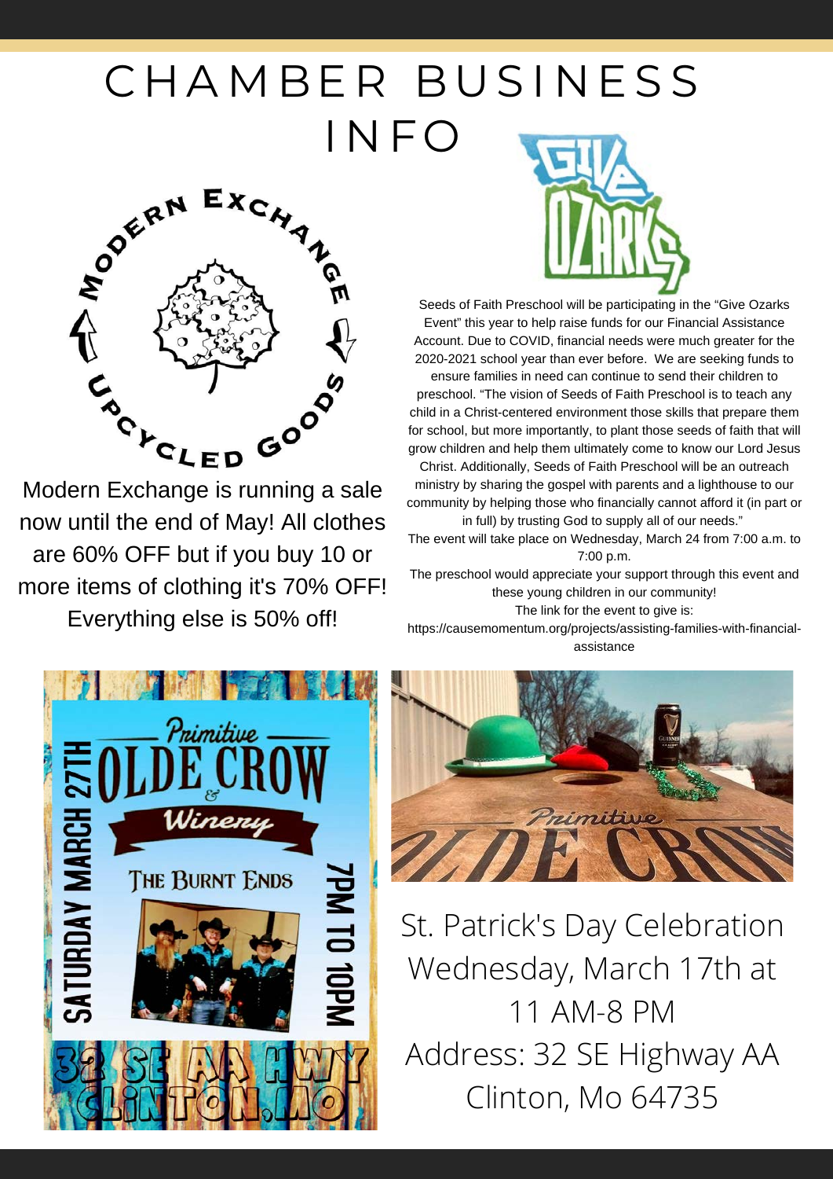# CHAMBER BUSINESS INFO

MODERN EXCHANGE UPCYCLED GOODS

Modern Exchange is running a sale now until the end of May! All clothes are 60% OFF but if you buy 10 or more items of clothing it's 70% OFF! Everything else is 50% off!

GIVE OZARKS

Seeds of Faith Preschool will be participating in the "Give Ozarks Event" this year to help raise funds for our Financial Assistance Account. Due to COVID, financial needs were much greater for the 2020-2021 school year than ever before. We are seeking funds to ensure families in need can continue to send their children to preschool. "The vision of Seeds of Faith Preschool is to teach any child in a Christ-centered environment those skills that prepare them for school, but more importantly, to plant those seeds of faith that will grow children and help them ultimately come to know our Lord Jesus Christ. Additionally, Seeds of Faith Preschool will be an outreach ministry by sharing the gospel with parents and a lighthouse to our community by helping those who financially cannot afford it (in part or in full) by trusting God to supply all of our needs."

The event will take place on Wednesday, March 24 from 7:00 a.m. to 7:00 p.m.

The preschool would appreciate your support through this event and these young children in our community!

The link for the event to give is:

https://causemomentum.org/projects/assisting-families-with-financial-assistance

Primitive OLDE CROW & Winery

SATURDAY MARCH 27TH

THE BURNT ENDS

7PM TO 10PM

32 SE AA HWY CLINTON, MO

St. Patrick's Day Celebration
Wednesday, March 17th at 11 AM-8 PM
Address: 32 SE Highway AA Clinton, Mo 64735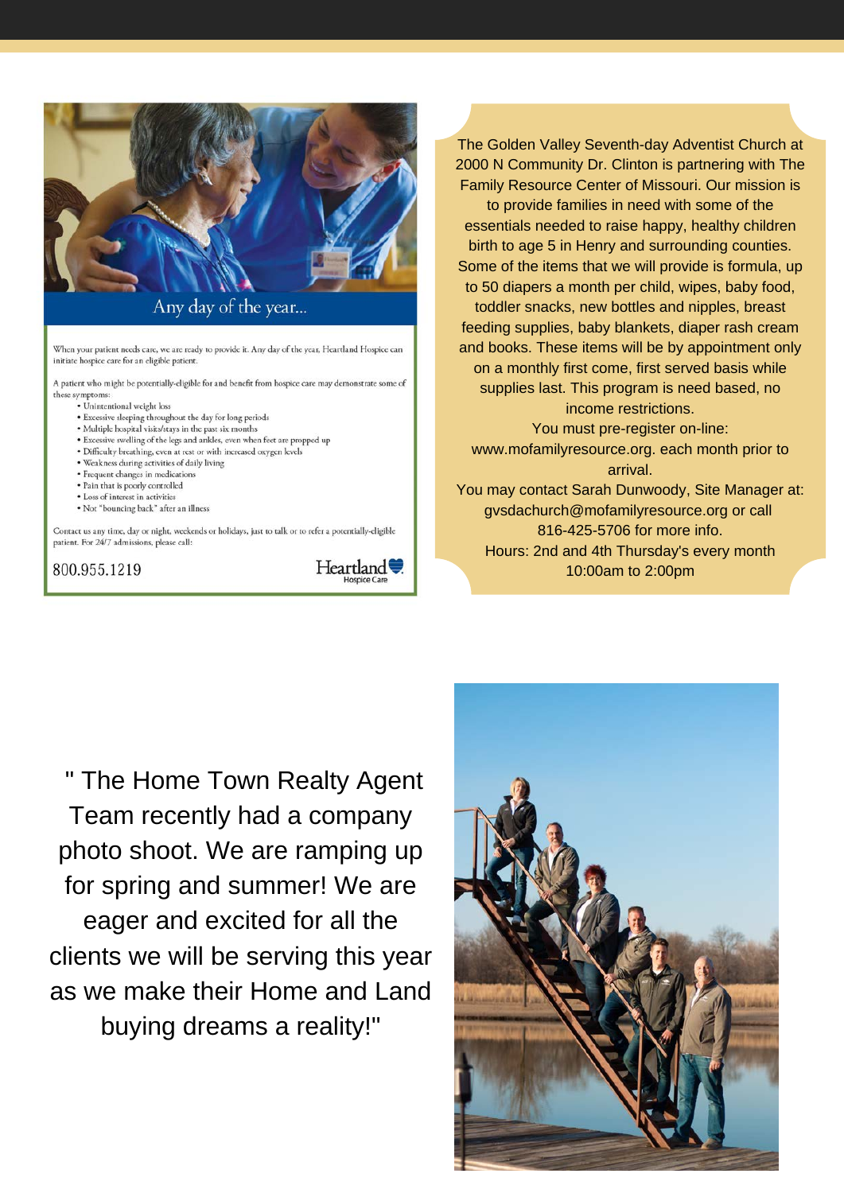## Any day of the year...

When your patient needs care, we are ready to provide it. Any day of the year, Heartland Hospice can initiate hospice care for an eligible patient.

A patient who might be potentially-eligible for and benefit from hospice care may demonstrate some of these symptoms:

- Unintentional weight loss
- Excessive sleeping throughout the day for long periods
- Multiple hospital visits/stays in the past six months
- Excessive swelling of the legs and ankles, even when feet are propped up
- Difficulty breathing, even at rest or with increased oxygen levels
- Weakness during activities of daily living
- Frequent changes in medications
- Pain that is poorly controlled
- Loss of interest in activities
- Not "bouncing back" after an illness

Contact us any time, day or night, weekends or holidays, just to talk or to refer a potentially-eligible patient. For 24/7 admissions, please call:

800.955.1219

Heartland Hospice Care

The Golden Valley Seventh-day Adventist Church at 2000 N Community Dr. Clinton is partnering with The Family Resource Center of Missouri. Our mission is to provide families in need with some of the essentials needed to raise happy, healthy children birth to age 5 in Henry and surrounding counties. Some of the items that we will provide is formula, up to 50 diapers a month per child, wipes, baby food, toddler snacks, new bottles and nipples, breast feeding supplies, baby blankets, diaper rash cream and books. These items will be by appointment only on a monthly first come, first served basis while supplies last. This program is need based, no income restrictions.

You must pre-register on-line: www.mofamilyresource.org. each month prior to arrival.

You may contact Sarah Dunwoody, Site Manager at: gvsdachurch@mofamilyresource.org or call 816-425-5706 for more info.

Hours: 2nd and 4th Thursday's every month 10:00am to 2:00pm

" The Home Town Realty Agent Team recently had a company photo shoot. We are ramping up for spring and summer! We are eager and excited for all the clients we will be serving this year as we make their Home and Land buying dreams a reality!"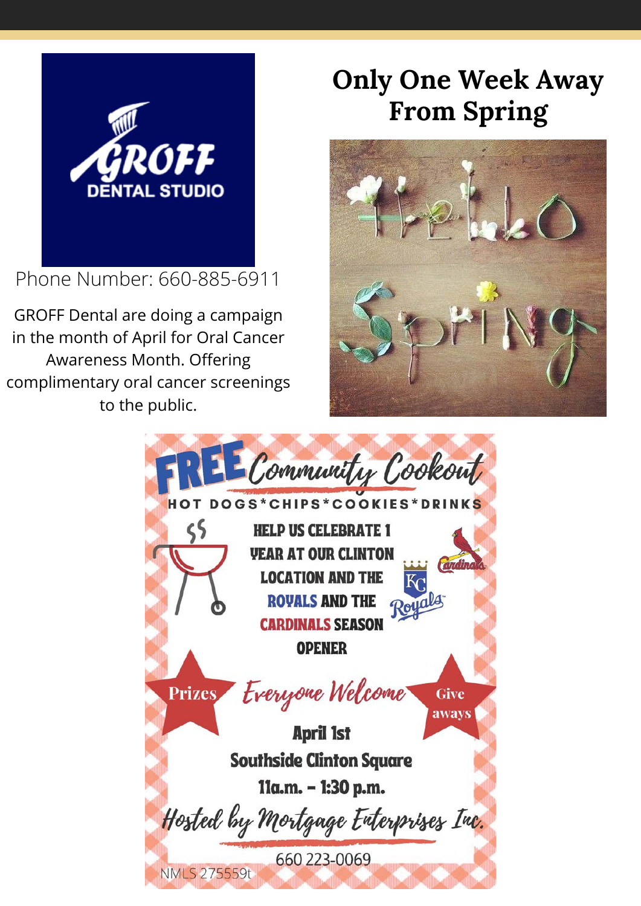GROFF DENTAL STUDIO

Phone Number: 660-885-6911

GROFF Dental are doing a campaign in the month of April for Oral Cancer Awareness Month. Offering complimentary oral cancer screenings to the public.

## Only One Week Away From Spring

Hello Spring

# FREE Community Cookout

HOT DOGS*CHIPS*COOKIES*DRINKS

HELP US CELEBRATE 1 YEAR AT OUR CLINTON LOCATION AND THE ROYALS AND THE CARDINALS SEASON OPENER

Prizes

*Everyone Welcome*

Give aways

April 1st

Southside Clinton Square

11a.m. - 1:30 p.m.

*Hosted by Mortgage Enterprises Inc.*

660 223-0069

NMLS 275559t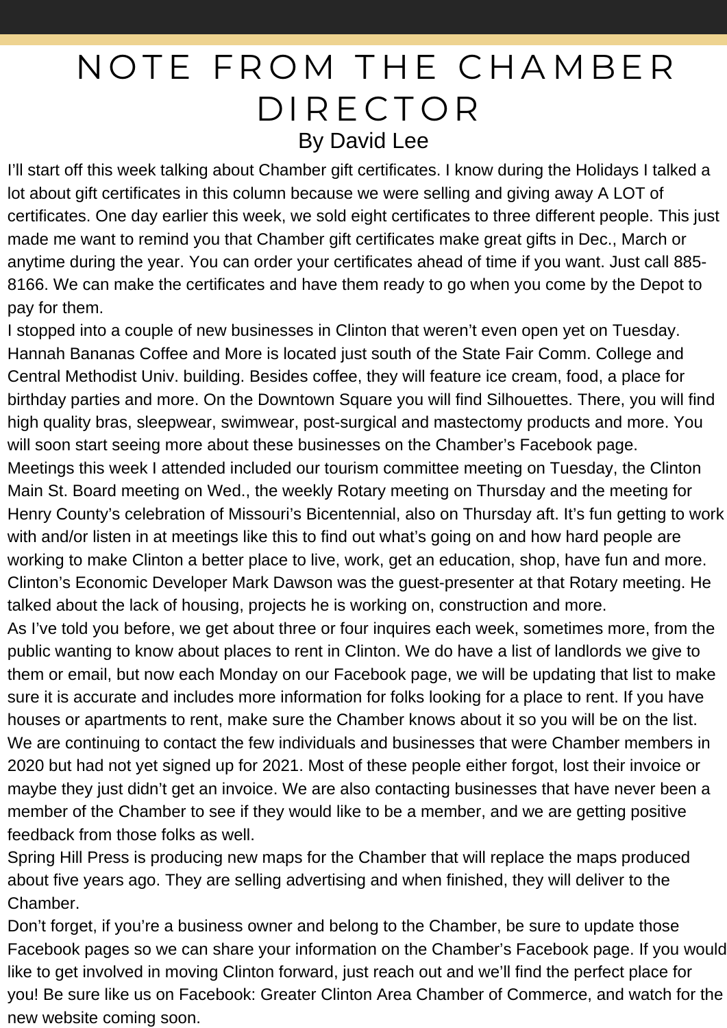# NOTE FROM THE CHAMBER DIRECTOR

By David Lee

I'll start off this week talking about Chamber gift certificates. I know during the Holidays I talked a lot about gift certificates in this column because we were selling and giving away A LOT of certificates. One day earlier this week, we sold eight certificates to three different people. This just made me want to remind you that Chamber gift certificates make great gifts in Dec., March or anytime during the year. You can order your certificates ahead of time if you want. Just call 885-8166. We can make the certificates and have them ready to go when you come by the Depot to pay for them.

I stopped into a couple of new businesses in Clinton that weren't even open yet on Tuesday. Hannah Bananas Coffee and More is located just south of the State Fair Comm. College and Central Methodist Univ. building. Besides coffee, they will feature ice cream, food, a place for birthday parties and more. On the Downtown Square you will find Silhouettes. There, you will find high quality bras, sleepwear, swimwear, post-surgical and mastectomy products and more. You will soon start seeing more about these businesses on the Chamber's Facebook page.

Meetings this week I attended included our tourism committee meeting on Tuesday, the Clinton Main St. Board meeting on Wed., the weekly Rotary meeting on Thursday and the meeting for Henry County's celebration of Missouri's Bicentennial, also on Thursday aft. It's fun getting to work with and/or listen in at meetings like this to find out what's going on and how hard people are working to make Clinton a better place to live, work, get an education, shop, have fun and more. Clinton's Economic Developer Mark Dawson was the guest-presenter at that Rotary meeting. He talked about the lack of housing, projects he is working on, construction and more.

As I've told you before, we get about three or four inquires each week, sometimes more, from the public wanting to know about places to rent in Clinton. We do have a list of landlords we give to them or email, but now each Monday on our Facebook page, we will be updating that list to make sure it is accurate and includes more information for folks looking for a place to rent. If you have houses or apartments to rent, make sure the Chamber knows about it so you will be on the list.

We are continuing to contact the few individuals and businesses that were Chamber members in 2020 but had not yet signed up for 2021. Most of these people either forgot, lost their invoice or maybe they just didn't get an invoice. We are also contacting businesses that have never been a member of the Chamber to see if they would like to be a member, and we are getting positive feedback from those folks as well.

Spring Hill Press is producing new maps for the Chamber that will replace the maps produced about five years ago. They are selling advertising and when finished, they will deliver to the Chamber.

Don't forget, if you're a business owner and belong to the Chamber, be sure to update those Facebook pages so we can share your information on the Chamber's Facebook page. If you would like to get involved in moving Clinton forward, just reach out and we'll find the perfect place for you! Be sure like us on Facebook: Greater Clinton Area Chamber of Commerce, and watch for the new website coming soon.